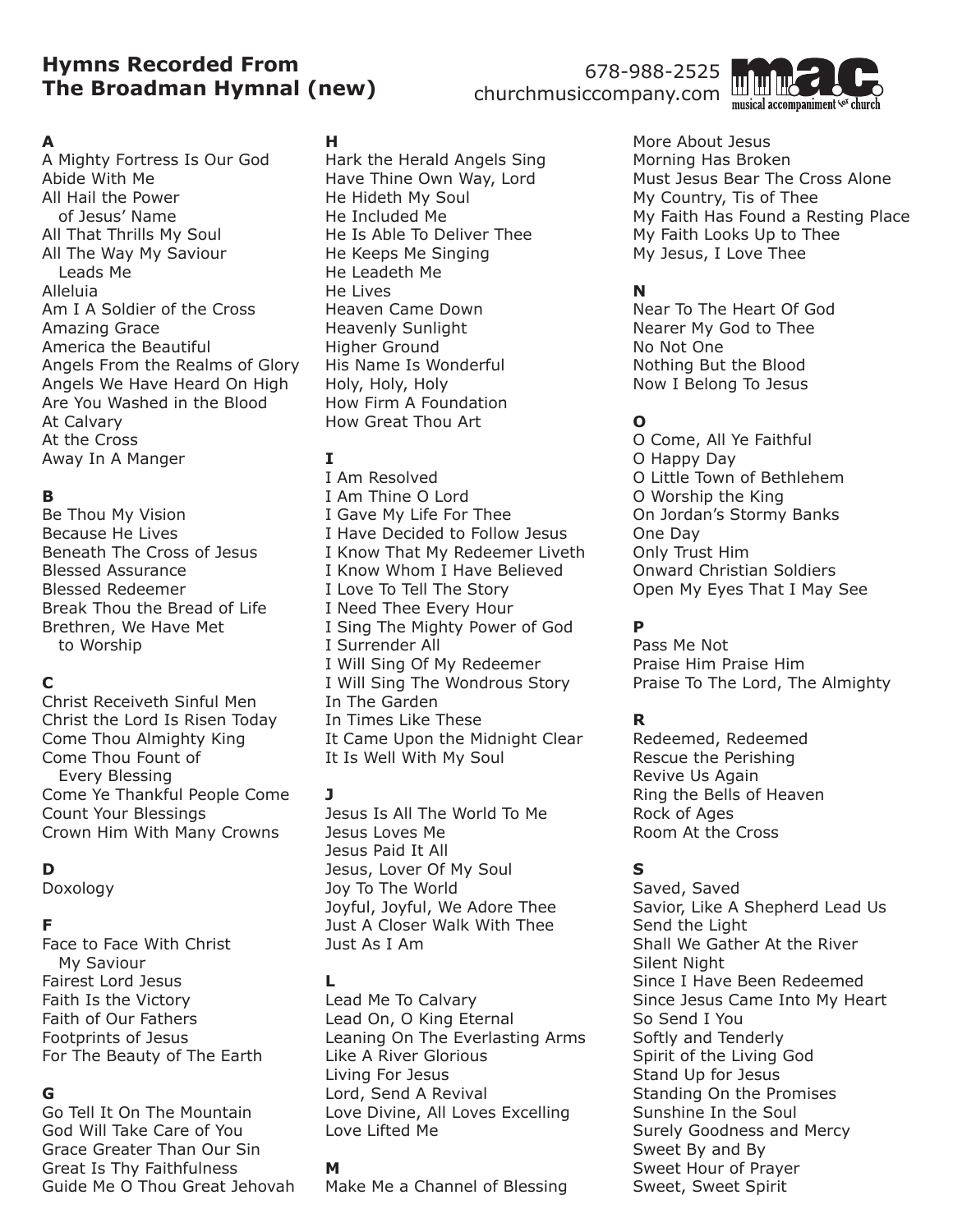# Hymns Recorded From The Broadman Hymnal (new)

678-988-2525
churchmusiccompany.com

m.a.c. musical accompaniment for church

**A**

A Mighty Fortress Is Our God
Abide With Me
All Hail the Power of Jesus' Name
All That Thrills My Soul
All The Way My Saviour Leads Me
Alleluia
Am I A Soldier of the Cross
Amazing Grace
America the Beautiful
Angels From the Realms of Glory
Angels We Have Heard On High
Are You Washed in the Blood
At Calvary
At the Cross
Away In A Manger

**B**

Be Thou My Vision
Because He Lives
Beneath The Cross of Jesus
Blessed Assurance
Blessed Redeemer
Break Thou the Bread of Life
Brethren, We Have Met to Worship

**C**

Christ Receiveth Sinful Men
Christ the Lord Is Risen Today
Come Thou Almighty King
Come Thou Fount of Every Blessing
Come Ye Thankful People Come
Count Your Blessings
Crown Him With Many Crowns

**D**

Doxology

**F**

Face to Face With Christ My Saviour
Fairest Lord Jesus
Faith Is the Victory
Faith of Our Fathers
Footprints of Jesus
For The Beauty of The Earth

**G**

Go Tell It On The Mountain
God Will Take Care of You
Grace Greater Than Our Sin
Great Is Thy Faithfulness
Guide Me O Thou Great Jehovah

**H**

Hark the Herald Angels Sing
Have Thine Own Way, Lord
He Hideth My Soul
He Included Me
He Is Able To Deliver Thee
He Keeps Me Singing
He Leadeth Me
He Lives
Heaven Came Down
Heavenly Sunlight
Higher Ground
His Name Is Wonderful
Holy, Holy, Holy
How Firm A Foundation
How Great Thou Art

**I**

I Am Resolved
I Am Thine O Lord
I Gave My Life For Thee
I Have Decided to Follow Jesus
I Know That My Redeemer Liveth
I Know Whom I Have Believed
I Love To Tell The Story
I Need Thee Every Hour
I Sing The Mighty Power of God
I Surrender All
I Will Sing Of My Redeemer
I Will Sing The Wondrous Story
In The Garden
In Times Like These
It Came Upon the Midnight Clear
It Is Well With My Soul

**J**

Jesus Is All The World To Me
Jesus Loves Me
Jesus Paid It All
Jesus, Lover Of My Soul
Joy To The World
Joyful, Joyful, We Adore Thee
Just A Closer Walk With Thee
Just As I Am

**L**

Lead Me To Calvary
Lead On, O King Eternal
Leaning On The Everlasting Arms
Like A River Glorious
Living For Jesus
Lord, Send A Revival
Love Divine, All Loves Excelling
Love Lifted Me

**M**

Make Me a Channel of Blessing
More About Jesus
Morning Has Broken
Must Jesus Bear The Cross Alone
My Country, Tis of Thee
My Faith Has Found a Resting Place
My Faith Looks Up to Thee
My Jesus, I Love Thee

**N**

Near To The Heart Of God
Nearer My God to Thee
No Not One
Nothing But the Blood
Now I Belong To Jesus

**O**

O Come, All Ye Faithful
O Happy Day
O Little Town of Bethlehem
O Worship the King
On Jordan's Stormy Banks
One Day
Only Trust Him
Onward Christian Soldiers
Open My Eyes That I May See

**P**

Pass Me Not
Praise Him Praise Him
Praise To The Lord, The Almighty

**R**

Redeemed, Redeemed
Rescue the Perishing
Revive Us Again
Ring the Bells of Heaven
Rock of Ages
Room At the Cross

**S**

Saved, Saved
Savior, Like A Shepherd Lead Us
Send the Light
Shall We Gather At the River
Silent Night
Since I Have Been Redeemed
Since Jesus Came Into My Heart
So Send I You
Softly and Tenderly
Spirit of the Living God
Stand Up for Jesus
Standing On the Promises
Sunshine In the Soul
Surely Goodness and Mercy
Sweet By and By
Sweet Hour of Prayer
Sweet, Sweet Spirit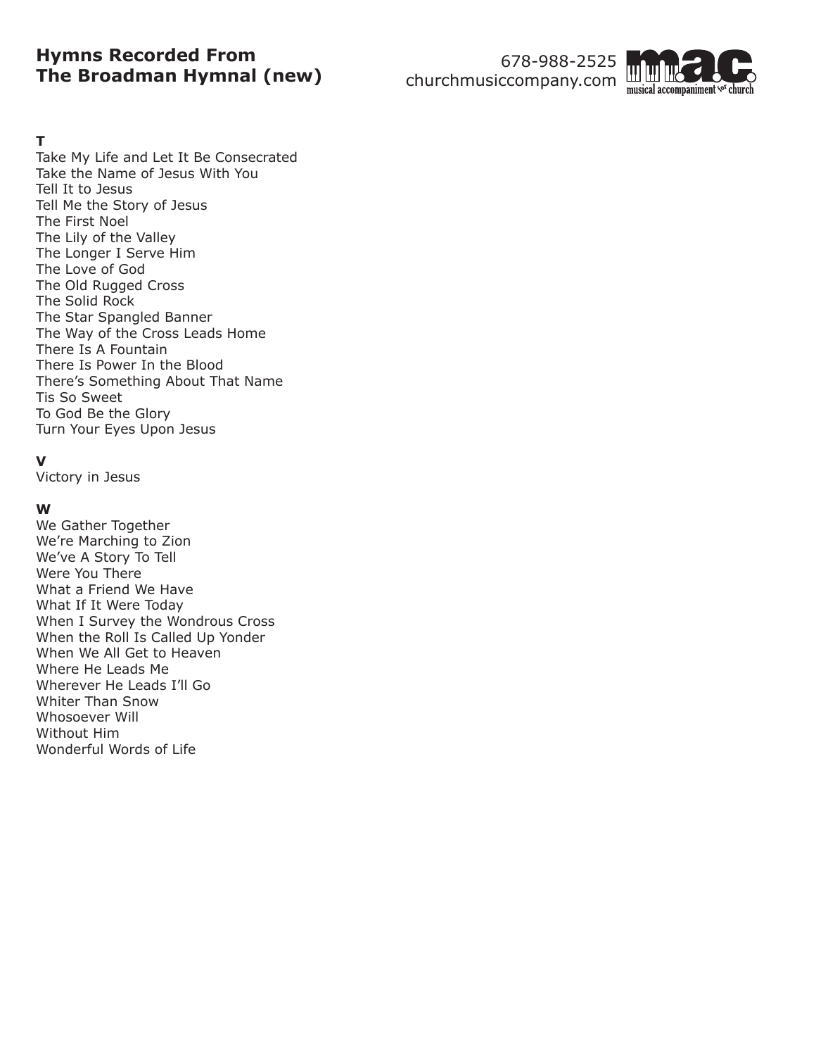# Hymns Recorded From The Broadman Hymnal (new)

678-988-2525
churchmusiccompany.com

**T**

Take My Life and Let It Be Consecrated
Take the Name of Jesus With You
Tell It to Jesus
Tell Me the Story of Jesus
The First Noel
The Lily of the Valley
The Longer I Serve Him
The Love of God
The Old Rugged Cross
The Solid Rock
The Star Spangled Banner
The Way of the Cross Leads Home
There Is A Fountain
There Is Power In the Blood
There's Something About That Name
Tis So Sweet
To God Be the Glory
Turn Your Eyes Upon Jesus

**V**

Victory in Jesus

**W**

We Gather Together
We're Marching to Zion
We've A Story To Tell
Were You There
What a Friend We Have
What If It Were Today
When I Survey the Wondrous Cross
When the Roll Is Called Up Yonder
When We All Get to Heaven
Where He Leads Me
Wherever He Leads I'll Go
Whiter Than Snow
Whosoever Will
Without Him
Wonderful Words of Life